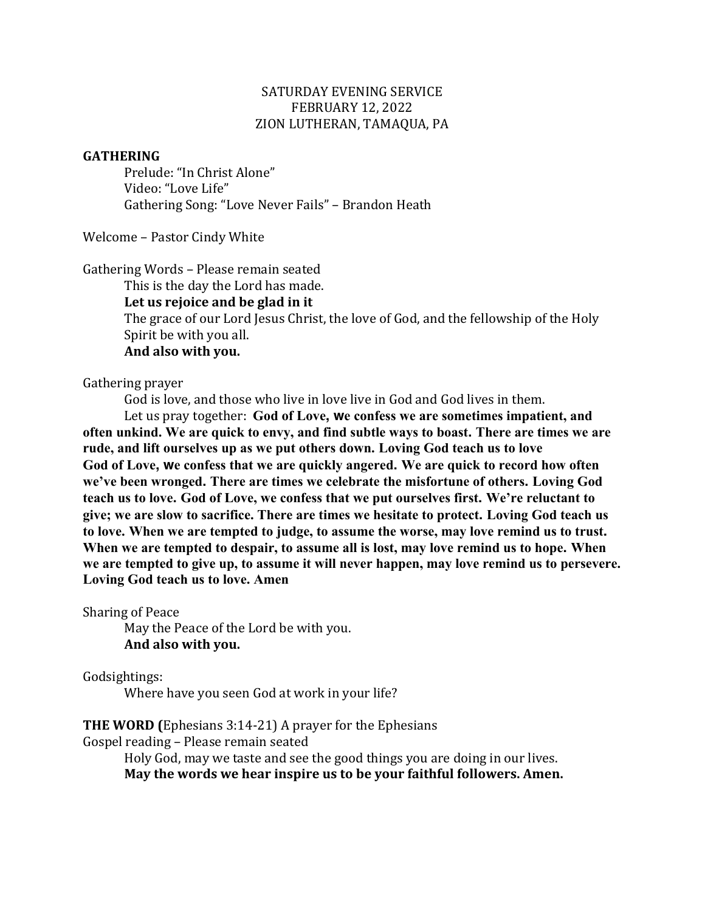SATURDAY EVENING SERVICE
FEBRUARY 12, 2022
ZION LUTHERAN, TAMAQUA, PA

**GATHERING**

Prelude: "In Christ Alone"
Video: "Love Life"
Gathering Song: "Love Never Fails" – Brandon Heath

Welcome – Pastor Cindy White

Gathering Words – Please remain seated

This is the day the Lord has made.
**Let us rejoice and be glad in it**
The grace of our Lord Jesus Christ, the love of God, and the fellowship of the Holy Spirit be with you all.
**And also with you.**

Gathering prayer

God is love, and those who live in love live in God and God lives in them.

Let us pray together: **God of Love, we confess we are sometimes impatient, and often unkind. We are quick to envy, and find subtle ways to boast. There are times we are rude, and lift ourselves up as we put others down. Loving God teach us to love God of Love, we confess that we are quickly angered. We are quick to record how often we've been wronged. There are times we celebrate the misfortune of others. Loving God teach us to love. God of Love, we confess that we put ourselves first. We're reluctant to give; we are slow to sacrifice. There are times we hesitate to protect. Loving God teach us to love. When we are tempted to judge, to assume the worse, may love remind us to trust. When we are tempted to despair, to assume all is lost, may love remind us to hope. When we are tempted to give up, to assume it will never happen, may love remind us to persevere. Loving God teach us to love. Amen**

Sharing of Peace

May the Peace of the Lord be with you.
**And also with you.**

Godsightings:

Where have you seen God at work in your life?

**THE WORD (**Ephesians 3:14-21) A prayer for the Ephesians
Gospel reading – Please remain seated

Holy God, may we taste and see the good things you are doing in our lives.
**May the words we hear inspire us to be your faithful followers. Amen.**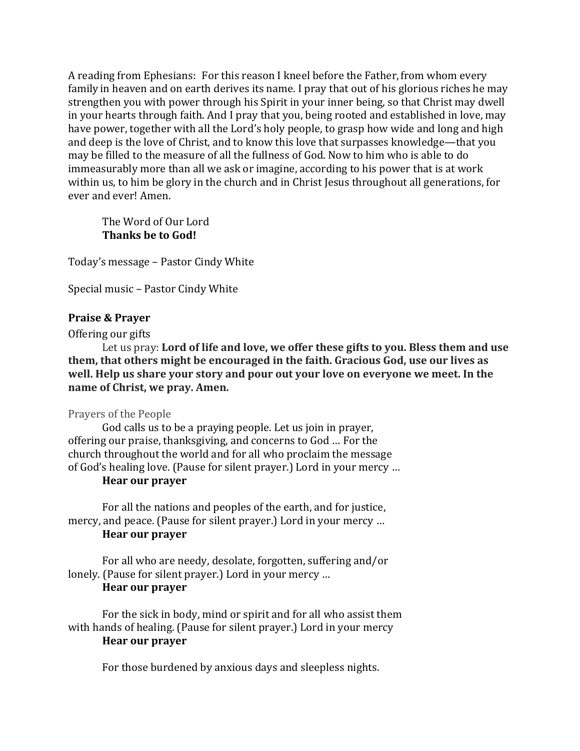A reading from Ephesians: For this reason I kneel before the Father, from whom every family in heaven and on earth derives its name. I pray that out of his glorious riches he may strengthen you with power through his Spirit in your inner being, so that Christ may dwell in your hearts through faith. And I pray that you, being rooted and established in love, may have power, together with all the Lord's holy people, to grasp how wide and long and high and deep is the love of Christ, and to know this love that surpasses knowledge—that you may be filled to the measure of all the fullness of God. Now to him who is able to do immeasurably more than all we ask or imagine, according to his power that is at work within us, to him be glory in the church and in Christ Jesus throughout all generations, for ever and ever! Amen.

The Word of Our Lord
**Thanks be to God!**

Today's message – Pastor Cindy White

Special music – Pastor Cindy White

**Praise & Prayer**

Offering our gifts

Let us pray: **Lord of life and love, we offer these gifts to you. Bless them and use them, that others might be encouraged in the faith. Gracious God, use our lives as well. Help us share your story and pour out your love on everyone we meet. In the name of Christ, we pray. Amen.**

Prayers of the People

God calls us to be a praying people. Let us join in prayer, offering our praise, thanksgiving, and concerns to God … For the church throughout the world and for all who proclaim the message of God's healing love. (Pause for silent prayer.) Lord in your mercy …
**Hear our prayer**

For all the nations and peoples of the earth, and for justice, mercy, and peace. (Pause for silent prayer.) Lord in your mercy …
**Hear our prayer**

For all who are needy, desolate, forgotten, suffering and/or lonely. (Pause for silent prayer.) Lord in your mercy …
**Hear our prayer**

For the sick in body, mind or spirit and for all who assist them with hands of healing. (Pause for silent prayer.) Lord in your mercy
**Hear our prayer**

For those burdened by anxious days and sleepless nights.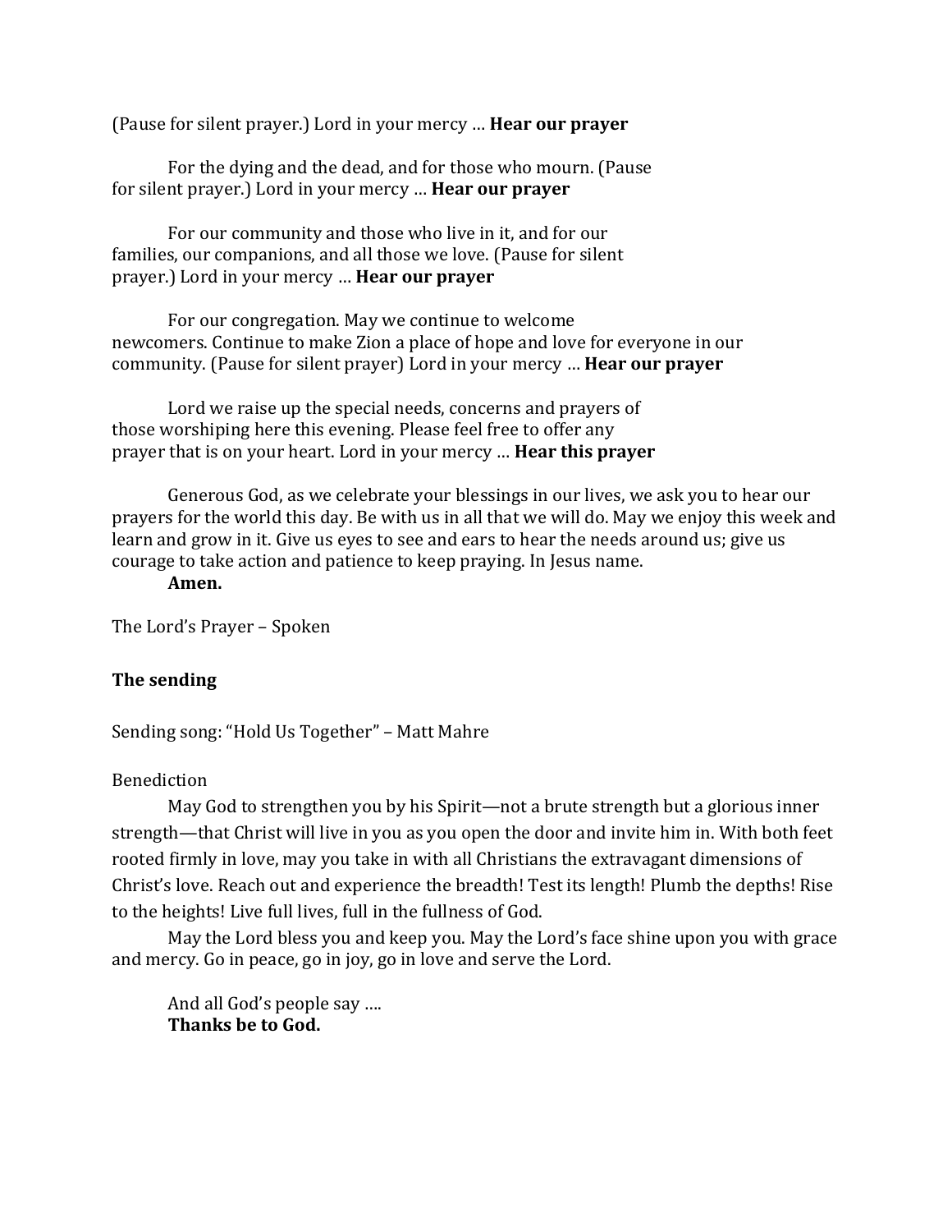(Pause for silent prayer.) Lord in your mercy … **Hear our prayer**

For the dying and the dead, and for those who mourn. (Pause for silent prayer.) Lord in your mercy … **Hear our prayer**

For our community and those who live in it, and for our families, our companions, and all those we love. (Pause for silent prayer.) Lord in your mercy … **Hear our prayer**

For our congregation. May we continue to welcome newcomers. Continue to make Zion a place of hope and love for everyone in our community. (Pause for silent prayer) Lord in your mercy … **Hear our prayer**

Lord we raise up the special needs, concerns and prayers of those worshiping here this evening. Please feel free to offer any prayer that is on your heart. Lord in your mercy … **Hear this prayer**

Generous God, as we celebrate your blessings in our lives, we ask you to hear our prayers for the world this day. Be with us in all that we will do. May we enjoy this week and learn and grow in it. Give us eyes to see and ears to hear the needs around us; give us courage to take action and patience to keep praying. In Jesus name.
**Amen.**

The Lord's Prayer – Spoken

**The sending**

Sending song: "Hold Us Together" – Matt Mahre

Benediction

May God to strengthen you by his Spirit—not a brute strength but a glorious inner strength—that Christ will live in you as you open the door and invite him in. With both feet rooted firmly in love, may you take in with all Christians the extravagant dimensions of Christ's love. Reach out and experience the breadth! Test its length! Plumb the depths! Rise to the heights! Live full lives, full in the fullness of God.

May the Lord bless you and keep you. May the Lord's face shine upon you with grace and mercy. Go in peace, go in joy, go in love and serve the Lord.

And all God's people say ….
**Thanks be to God.**